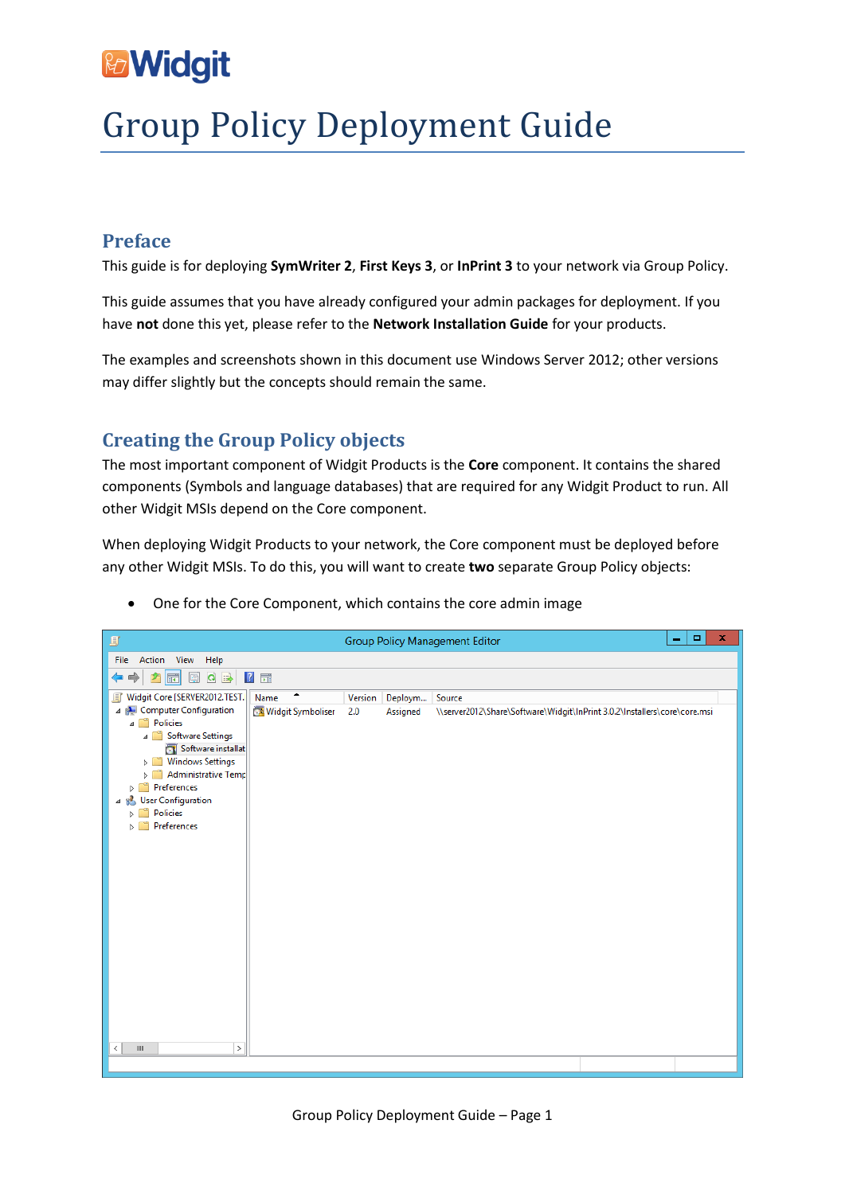Widgit

# Group Policy Deployment Guide

## Preface

This guide is for deploying **SymWriter 2**, **First Keys 3**, or **InPrint 3** to your network via Group Policy.

This guide assumes that you have already configured your admin packages for deployment. If you have **not** done this yet, please refer to the **Network Installation Guide** for your products.

The examples and screenshots shown in this document use Windows Server 2012; other versions may differ slightly but the concepts should remain the same.

## Creating the Group Policy objects

The most important component of Widgit Products is the **Core** component. It contains the shared components (Symbols and language databases) that are required for any Widgit Product to run. All other Widgit MSIs depend on the Core component.

When deploying Widgit Products to your network, the Core component must be deployed before any other Widgit MSIs. To do this, you will want to create **two** separate Group Policy objects:

- One for the Core Component, which contains the core admin image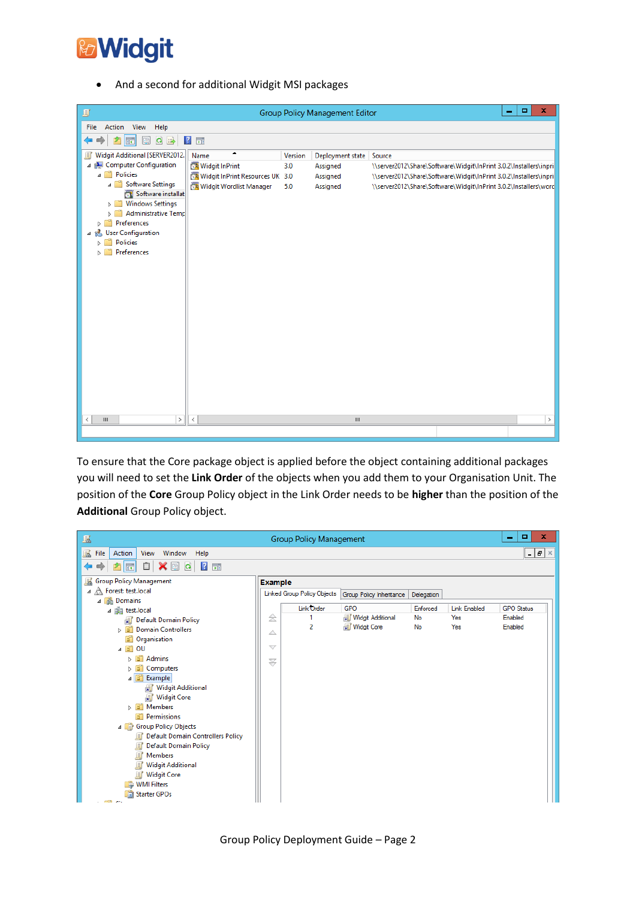- And a second for additional Widgit MSI packages

To ensure that the Core package object is applied before the object containing additional packages you will need to set the **Link Order** of the objects when you add them to your Organisation Unit. The position of the **Core** Group Policy object in the Link Order needs to be **higher** than the position of the **Additional** Group Policy object.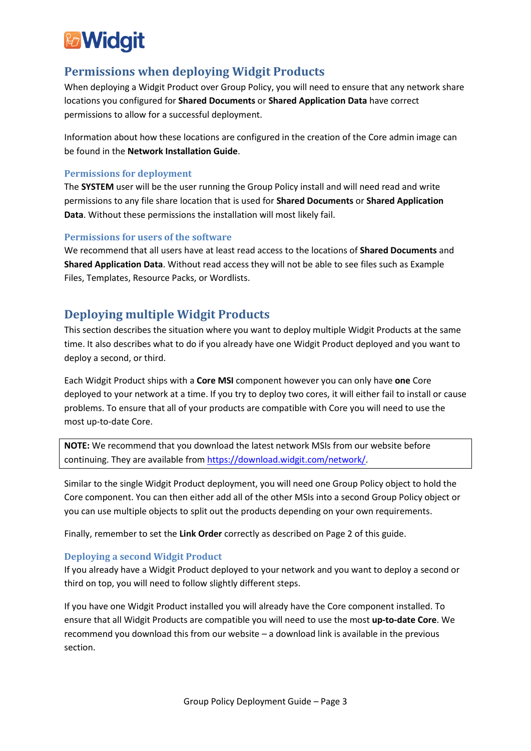## Permissions when deploying Widgit Products

When deploying a Widgit Product over Group Policy, you will need to ensure that any network share locations you configured for **Shared Documents** or **Shared Application Data** have correct permissions to allow for a successful deployment.

Information about how these locations are configured in the creation of the Core admin image can be found in the **Network Installation Guide**.

### Permissions for deployment

The **SYSTEM** user will be the user running the Group Policy install and will need read and write permissions to any file share location that is used for **Shared Documents** or **Shared Application Data**. Without these permissions the installation will most likely fail.

### Permissions for users of the software

We recommend that all users have at least read access to the locations of **Shared Documents** and **Shared Application Data**. Without read access they will not be able to see files such as Example Files, Templates, Resource Packs, or Wordlists.

## Deploying multiple Widgit Products

This section describes the situation where you want to deploy multiple Widgit Products at the same time. It also describes what to do if you already have one Widgit Product deployed and you want to deploy a second, or third.

Each Widgit Product ships with a **Core MSI** component however you can only have **one** Core deployed to your network at a time. If you try to deploy two cores, it will either fail to install or cause problems. To ensure that all of your products are compatible with Core you will need to use the most up-to-date Core.

> **NOTE:** We recommend that you download the latest network MSIs from our website before continuing. They are available from https://download.widgit.com/network/.

Similar to the single Widgit Product deployment, you will need one Group Policy object to hold the Core component. You can then either add all of the other MSIs into a second Group Policy object or you can use multiple objects to split out the products depending on your own requirements.

Finally, remember to set the **Link Order** correctly as described on Page 2 of this guide.

### Deploying a second Widgit Product

If you already have a Widgit Product deployed to your network and you want to deploy a second or third on top, you will need to follow slightly different steps.

If you have one Widgit Product installed you will already have the Core component installed. To ensure that all Widgit Products are compatible you will need to use the most **up-to-date Core**. We recommend you download this from our website – a download link is available in the previous section.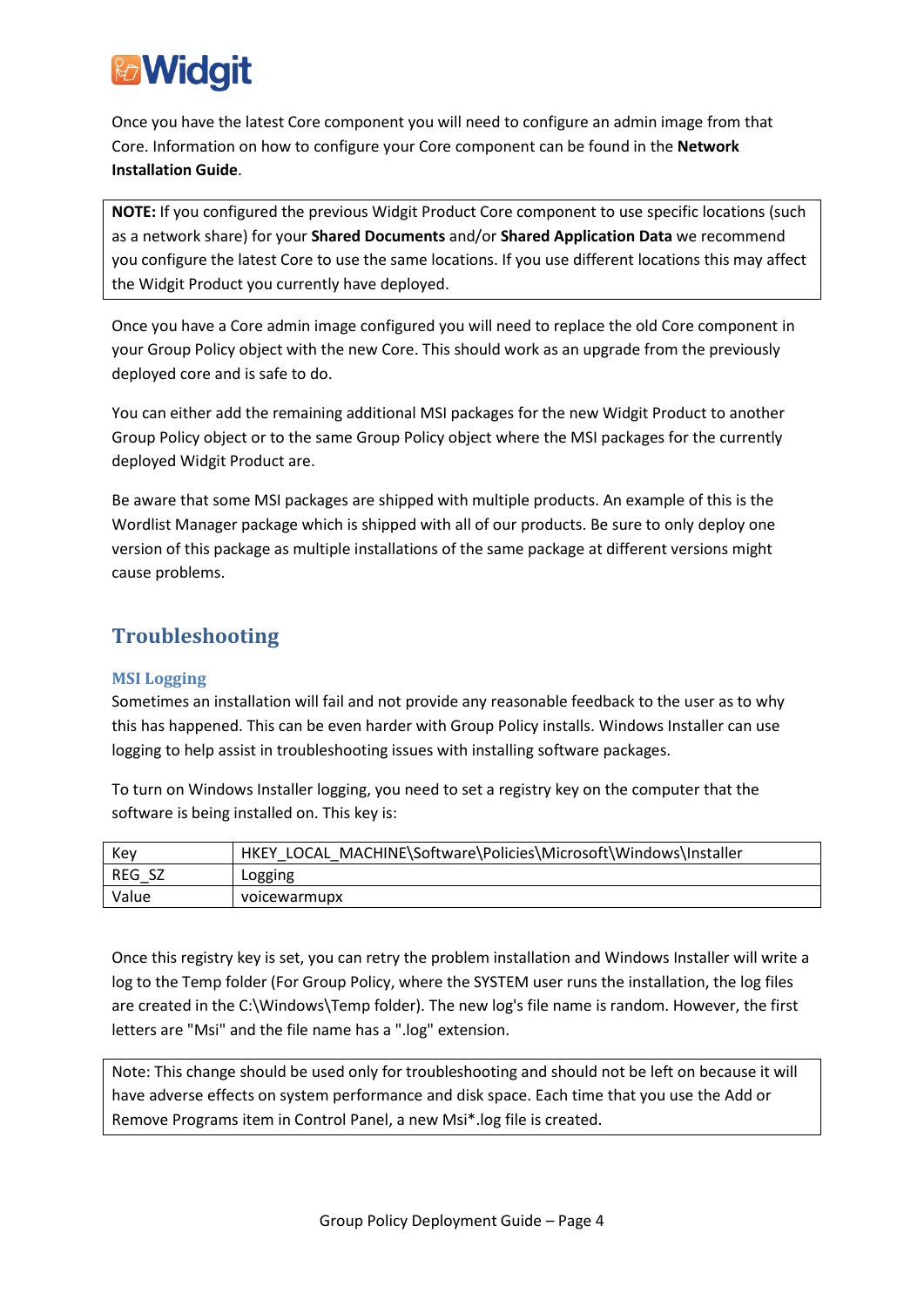Once you have the latest Core component you will need to configure an admin image from that Core. Information on how to configure your Core component can be found in the **Network Installation Guide**.

> **NOTE:** If you configured the previous Widgit Product Core component to use specific locations (such as a network share) for your **Shared Documents** and/or **Shared Application Data** we recommend you configure the latest Core to use the same locations. If you use different locations this may affect the Widgit Product you currently have deployed.

Once you have a Core admin image configured you will need to replace the old Core component in your Group Policy object with the new Core. This should work as an upgrade from the previously deployed core and is safe to do.

You can either add the remaining additional MSI packages for the new Widgit Product to another Group Policy object or to the same Group Policy object where the MSI packages for the currently deployed Widgit Product are.

Be aware that some MSI packages are shipped with multiple products. An example of this is the Wordlist Manager package which is shipped with all of our products. Be sure to only deploy one version of this package as multiple installations of the same package at different versions might cause problems.

## Troubleshooting

### MSI Logging

Sometimes an installation will fail and not provide any reasonable feedback to the user as to why this has happened. This can be even harder with Group Policy installs. Windows Installer can use logging to help assist in troubleshooting issues with installing software packages.

To turn on Windows Installer logging, you need to set a registry key on the computer that the software is being installed on. This key is:

| Key | HKEY_LOCAL_MACHINE\Software\Policies\Microsoft\Windows\Installer |
|---|---|
| REG_SZ | Logging |
| Value | voicewarmupx |

Once this registry key is set, you can retry the problem installation and Windows Installer will write a log to the Temp folder (For Group Policy, where the SYSTEM user runs the installation, the log files are created in the C:\Windows\Temp folder). The new log's file name is random. However, the first letters are "Msi" and the file name has a ".log" extension.

> Note: This change should be used only for troubleshooting and should not be left on because it will have adverse effects on system performance and disk space. Each time that you use the Add or Remove Programs item in Control Panel, a new Msi*.log file is created.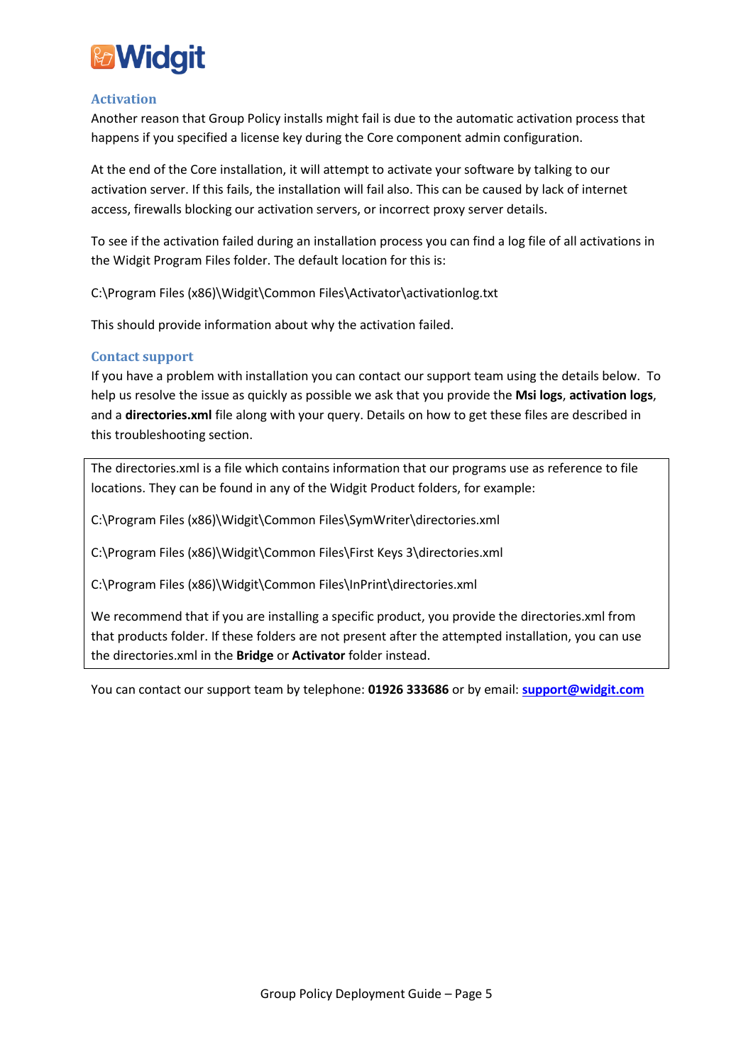## Activation

Another reason that Group Policy installs might fail is due to the automatic activation process that happens if you specified a license key during the Core component admin configuration.

At the end of the Core installation, it will attempt to activate your software by talking to our activation server. If this fails, the installation will fail also. This can be caused by lack of internet access, firewalls blocking our activation servers, or incorrect proxy server details.

To see if the activation failed during an installation process you can find a log file of all activations in the Widgit Program Files folder. The default location for this is:

C:\Program Files (x86)\Widgit\Common Files\Activator\activationlog.txt

This should provide information about why the activation failed.

## Contact support

If you have a problem with installation you can contact our support team using the details below. To help us resolve the issue as quickly as possible we ask that you provide the **Msi logs**, **activation logs**, and a **directories.xml** file along with your query. Details on how to get these files are described in this troubleshooting section.

> The directories.xml is a file which contains information that our programs use as reference to file locations. They can be found in any of the Widgit Product folders, for example:
>
> C:\Program Files (x86)\Widgit\Common Files\SymWriter\directories.xml
>
> C:\Program Files (x86)\Widgit\Common Files\First Keys 3\directories.xml
>
> C:\Program Files (x86)\Widgit\Common Files\InPrint\directories.xml
>
> We recommend that if you are installing a specific product, you provide the directories.xml from that products folder. If these folders are not present after the attempted installation, you can use the directories.xml in the **Bridge** or **Activator** folder instead.

You can contact our support team by telephone: **01926 333686** or by email: **support@widgit.com**